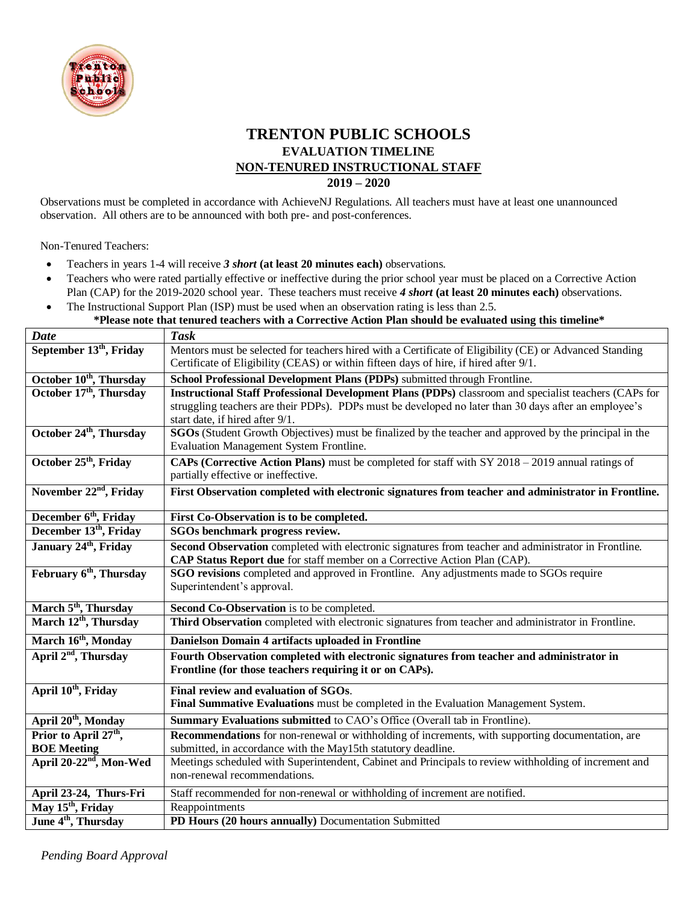# TRENTON PUBLIC SCHOOLS

## EVALUATION TIMELINE

## NON-TENURED INSTRUCTIONAL STAFF

## 2019 – 2020

Observations must be completed in accordance with AchieveNJ Regulations. All teachers must have at least one unannounced observation. All others are to be announced with both pre- and post-conferences.

Non-Tenured Teachers:

- Teachers in years 1-4 will receive ***3 short*** **(at least 20 minutes each)** observations.
- Teachers who were rated partially effective or ineffective during the prior school year must be placed on a Corrective Action Plan (CAP) for the 2019-2020 school year. These teachers must receive ***4 short*** **(at least 20 minutes each)** observations.
- The Instructional Support Plan (ISP) must be used when an observation rating is less than 2.5.

**\*Please note that tenured teachers with a Corrective Action Plan should be evaluated using this timeline\***

| ***Date*** | ***Task*** |
|---|---|
| **September 13th, Friday** | Mentors must be selected for teachers hired with a Certificate of Eligibility (CE) or Advanced Standing Certificate of Eligibility (CEAS) or within fifteen days of hire, if hired after 9/1. |
| **October 10th, Thursday** | **School Professional Development Plans (PDPs)** submitted through Frontline. |
| **October 17th, Thursday** | **Instructional Staff Professional Development Plans (PDPs)** classroom and specialist teachers (CAPs for struggling teachers are their PDPs). PDPs must be developed no later than 30 days after an employee's start date, if hired after 9/1. |
| **October 24th, Thursday** | **SGOs** (Student Growth Objectives) must be finalized by the teacher and approved by the principal in the Evaluation Management System Frontline. |
| **October 25th, Friday** | **CAPs (Corrective Action Plans)** must be completed for staff with SY 2018 – 2019 annual ratings of partially effective or ineffective. |
| **November 22nd, Friday** | **First Observation completed with electronic signatures from teacher and administrator in Frontline.** |
| **December 6th, Friday** | **First Co-Observation is to be completed.** |
| **December 13th, Friday** | **SGOs benchmark progress review.** |
| **January 24th, Friday** | **Second Observation** completed with electronic signatures from teacher and administrator in Frontline. **CAP Status Report due** for staff member on a Corrective Action Plan (CAP). |
| **February 6th, Thursday** | **SGO revisions** completed and approved in Frontline. Any adjustments made to SGOs require Superintendent's approval. |
| **March 5th, Thursday** | **Second Co-Observation** is to be completed. |
| **March 12th, Thursday** | **Third Observation** completed with electronic signatures from teacher and administrator in Frontline. |
| **March 16th, Monday** | **Danielson Domain 4 artifacts uploaded in Frontline** |
| **April 2nd, Thursday** | **Fourth Observation completed with electronic signatures from teacher and administrator in Frontline (for those teachers requiring it or on CAPs).** |
| **April 10th, Friday** | **Final review and evaluation of SGOs**. **Final Summative Evaluations** must be completed in the Evaluation Management System. |
| **April 20th, Monday** | **Summary Evaluations submitted** to CAO's Office (Overall tab in Frontline). |
| **Prior to April 27th, BOE Meeting** | **Recommendations** for non-renewal or withholding of increments, with supporting documentation, are submitted, in accordance with the May15th statutory deadline. |
| **April 20-22nd, Mon-Wed** | Meetings scheduled with Superintendent, Cabinet and Principals to review withholding of increment and non-renewal recommendations. |
| **April 23-24, Thurs-Fri** | Staff recommended for non-renewal or withholding of increment are notified. |
| **May 15th, Friday** | Reappointments |
| **June 4th, Thursday** | **PD Hours (20 hours annually)** Documentation Submitted |

*Pending Board Approval*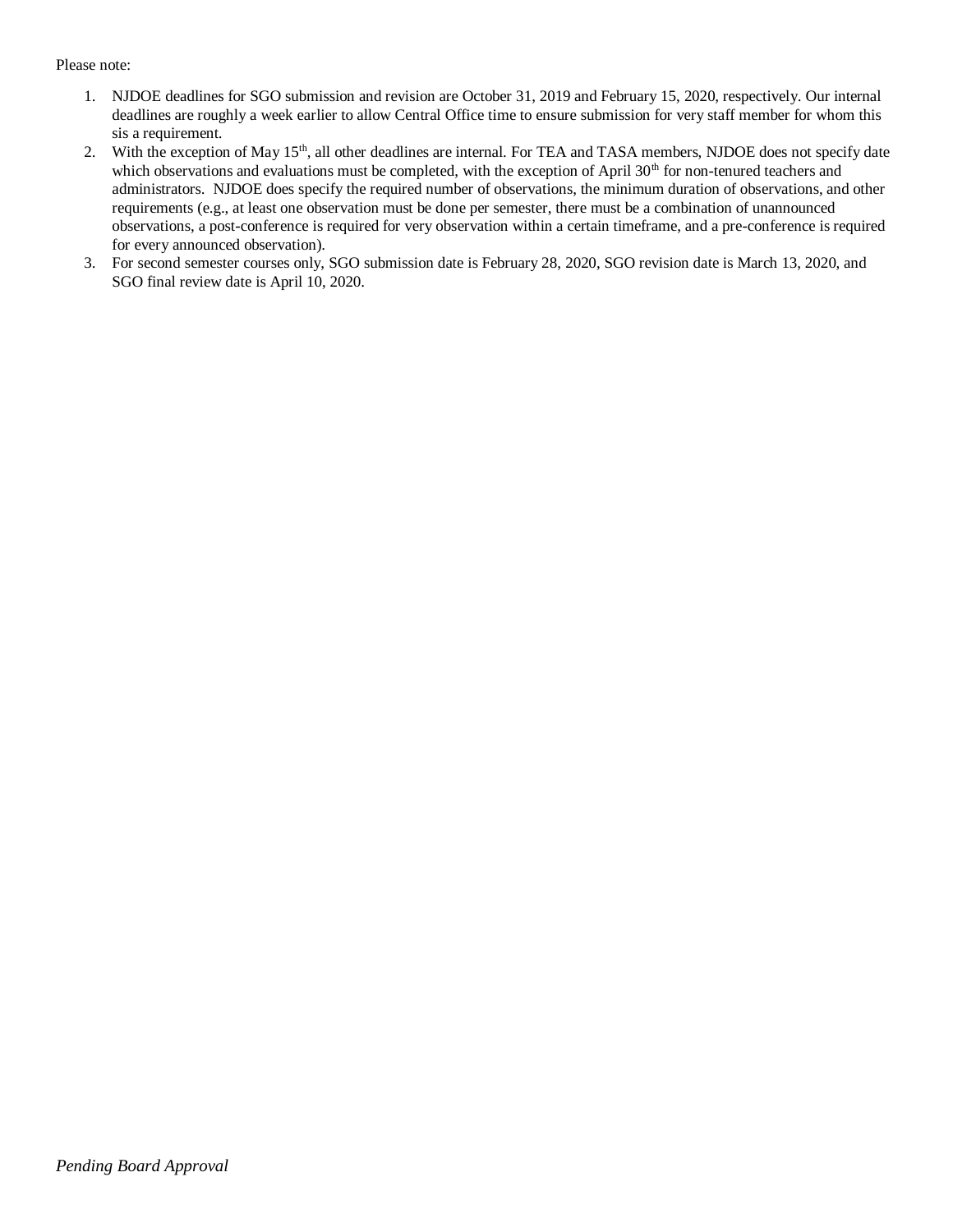Please note:

1. NJDOE deadlines for SGO submission and revision are October 31, 2019 and February 15, 2020, respectively. Our internal deadlines are roughly a week earlier to allow Central Office time to ensure submission for very staff member for whom this sis a requirement.
2. With the exception of May 15th, all other deadlines are internal. For TEA and TASA members, NJDOE does not specify date which observations and evaluations must be completed, with the exception of April 30th for non-tenured teachers and administrators. NJDOE does specify the required number of observations, the minimum duration of observations, and other requirements (e.g., at least one observation must be done per semester, there must be a combination of unannounced observations, a post-conference is required for very observation within a certain timeframe, and a pre-conference is required for every announced observation).
3. For second semester courses only, SGO submission date is February 28, 2020, SGO revision date is March 13, 2020, and SGO final review date is April 10, 2020.

*Pending Board Approval*